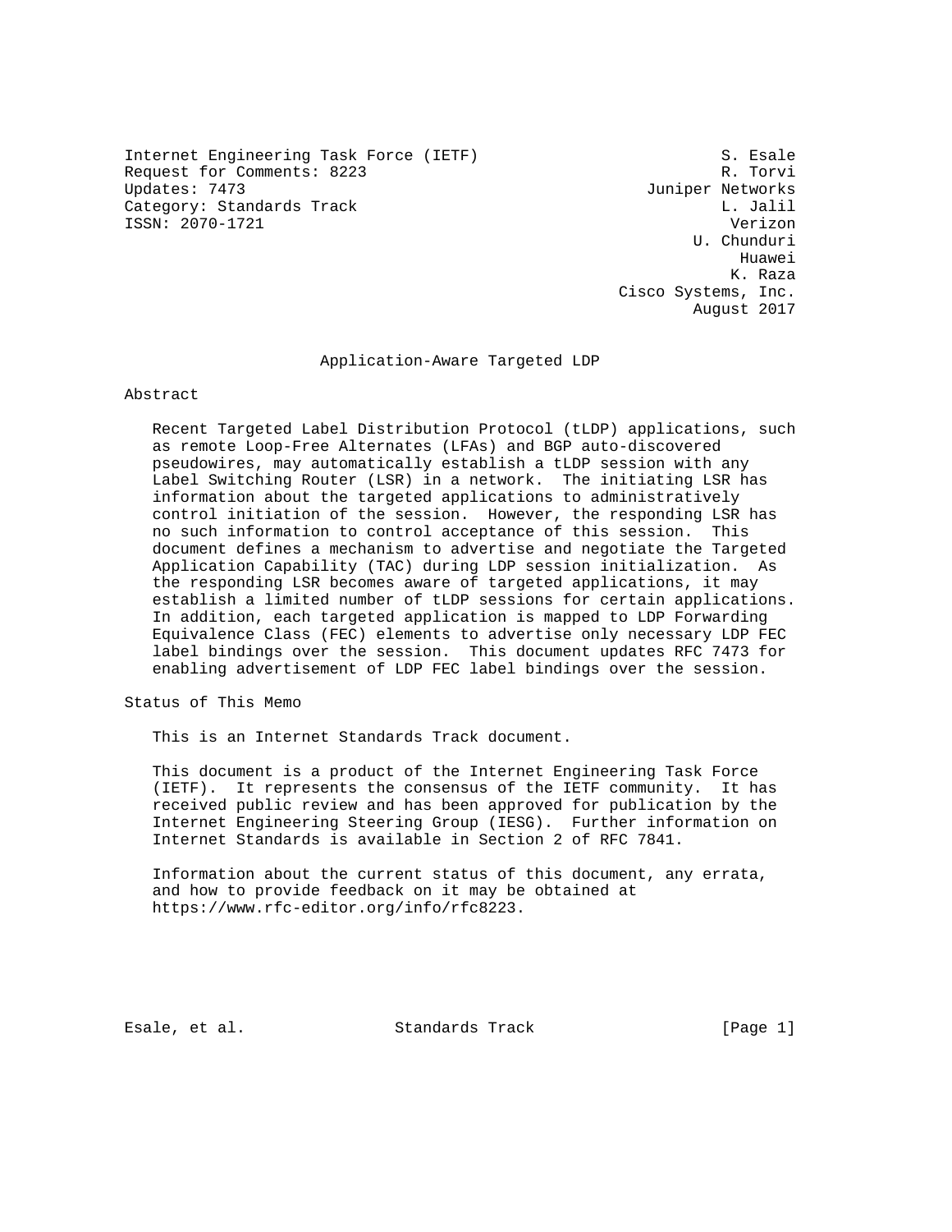Internet Engineering Task Force (IETF) S. Esale
Request for Comments: 8223 R. Torvi
Updates: 7473 Juniper Networks
Category: Standards Track L. Jalil
ISSN: 2070-1721 Verizon
U. Chunduri
Huawei
K. Raza
Cisco Systems, Inc.
August 2017

# Application-Aware Targeted LDP

## Abstract

Recent Targeted Label Distribution Protocol (tLDP) applications, such as remote Loop-Free Alternates (LFAs) and BGP auto-discovered pseudowires, may automatically establish a tLDP session with any Label Switching Router (LSR) in a network. The initiating LSR has information about the targeted applications to administratively control initiation of the session. However, the responding LSR has no such information to control acceptance of this session. This document defines a mechanism to advertise and negotiate the Targeted Application Capability (TAC) during LDP session initialization. As the responding LSR becomes aware of targeted applications, it may establish a limited number of tLDP sessions for certain applications. In addition, each targeted application is mapped to LDP Forwarding Equivalence Class (FEC) elements to advertise only necessary LDP FEC label bindings over the session. This document updates RFC 7473 for enabling advertisement of LDP FEC label bindings over the session.

## Status of This Memo

This is an Internet Standards Track document.

This document is a product of the Internet Engineering Task Force (IETF). It represents the consensus of the IETF community. It has received public review and has been approved for publication by the Internet Engineering Steering Group (IESG). Further information on Internet Standards is available in Section 2 of RFC 7841.

Information about the current status of this document, any errata, and how to provide feedback on it may be obtained at https://www.rfc-editor.org/info/rfc8223.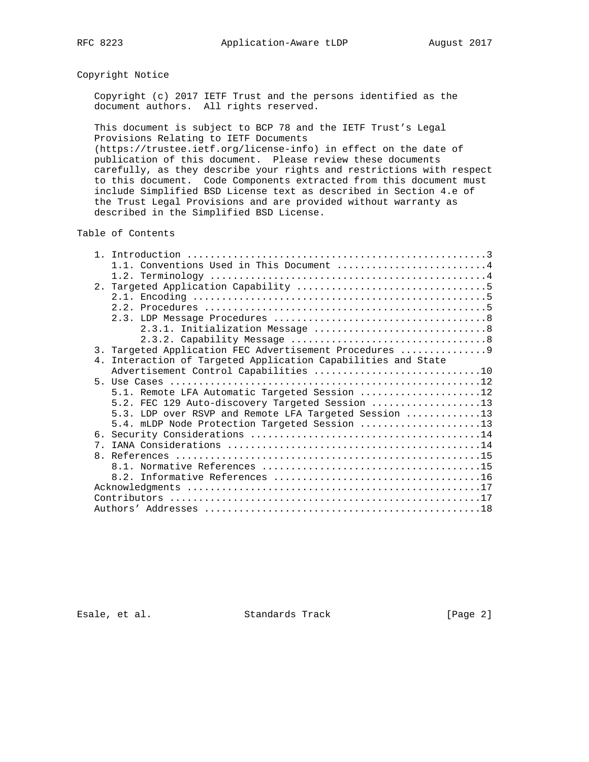## Copyright Notice

Copyright (c) 2017 IETF Trust and the persons identified as the document authors. All rights reserved.

This document is subject to BCP 78 and the IETF Trust's Legal Provisions Relating to IETF Documents (https://trustee.ietf.org/license-info) in effect on the date of publication of this document. Please review these documents carefully, as they describe your rights and restrictions with respect to this document. Code Components extracted from this document must include Simplified BSD License text as described in Section 4.e of the Trust Legal Provisions and are provided without warranty as described in the Simplified BSD License.

## Table of Contents

```
   1. Introduction ....................................................3
      1.1. Conventions Used in This Document ..........................4
      1.2. Terminology ................................................4
   2. Targeted Application Capability .................................5
      2.1. Encoding ...................................................5
      2.2. Procedures .................................................5
      2.3. LDP Message Procedures .....................................8
           2.3.1. Initialization Message ..............................8
           2.3.2. Capability Message ..................................8
   3. Targeted Application FEC Advertisement Procedures ...............9
   4. Interaction of Targeted Application Capabilities and State
      Advertisement Control Capabilities .............................10
   5. Use Cases ......................................................12
      5.1. Remote LFA Automatic Targeted Session .....................12
      5.2. FEC 129 Auto-discovery Targeted Session ...................13
      5.3. LDP over RSVP and Remote LFA Targeted Session .............13
      5.4. mLDP Node Protection Targeted Session .....................13
   6. Security Considerations ........................................14
   7. IANA Considerations ............................................14
   8. References .....................................................15
      8.1. Normative References ......................................15
      8.2. Informative References ....................................16
   Acknowledgments ...................................................17
   Contributors ......................................................17
   Authors' Addresses ................................................18
```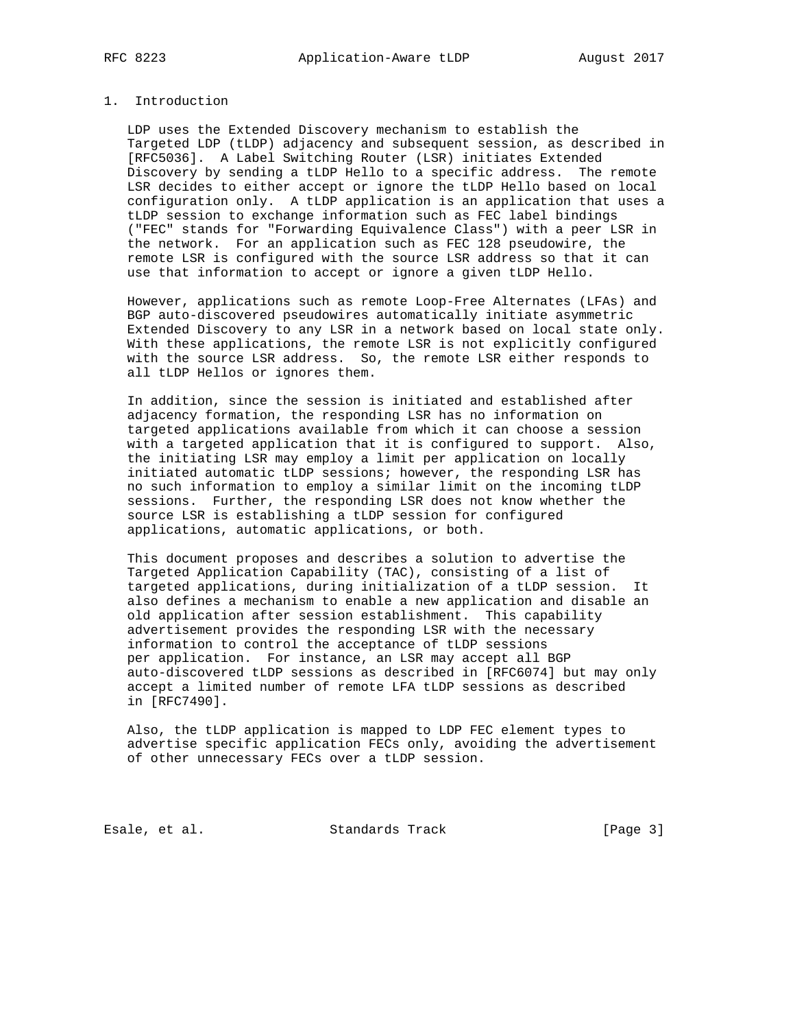## 1. Introduction

LDP uses the Extended Discovery mechanism to establish the Targeted LDP (tLDP) adjacency and subsequent session, as described in [RFC5036]. A Label Switching Router (LSR) initiates Extended Discovery by sending a tLDP Hello to a specific address. The remote LSR decides to either accept or ignore the tLDP Hello based on local configuration only. A tLDP application is an application that uses a tLDP session to exchange information such as FEC label bindings ("FEC" stands for "Forwarding Equivalence Class") with a peer LSR in the network. For an application such as FEC 128 pseudowire, the remote LSR is configured with the source LSR address so that it can use that information to accept or ignore a given tLDP Hello.

However, applications such as remote Loop-Free Alternates (LFAs) and BGP auto-discovered pseudowires automatically initiate asymmetric Extended Discovery to any LSR in a network based on local state only. With these applications, the remote LSR is not explicitly configured with the source LSR address. So, the remote LSR either responds to all tLDP Hellos or ignores them.

In addition, since the session is initiated and established after adjacency formation, the responding LSR has no information on targeted applications available from which it can choose a session with a targeted application that it is configured to support. Also, the initiating LSR may employ a limit per application on locally initiated automatic tLDP sessions; however, the responding LSR has no such information to employ a similar limit on the incoming tLDP sessions. Further, the responding LSR does not know whether the source LSR is establishing a tLDP session for configured applications, automatic applications, or both.

This document proposes and describes a solution to advertise the Targeted Application Capability (TAC), consisting of a list of targeted applications, during initialization of a tLDP session. It also defines a mechanism to enable a new application and disable an old application after session establishment. This capability advertisement provides the responding LSR with the necessary information to control the acceptance of tLDP sessions per application. For instance, an LSR may accept all BGP auto-discovered tLDP sessions as described in [RFC6074] but may only accept a limited number of remote LFA tLDP sessions as described in [RFC7490].

Also, the tLDP application is mapped to LDP FEC element types to advertise specific application FECs only, avoiding the advertisement of other unnecessary FECs over a tLDP session.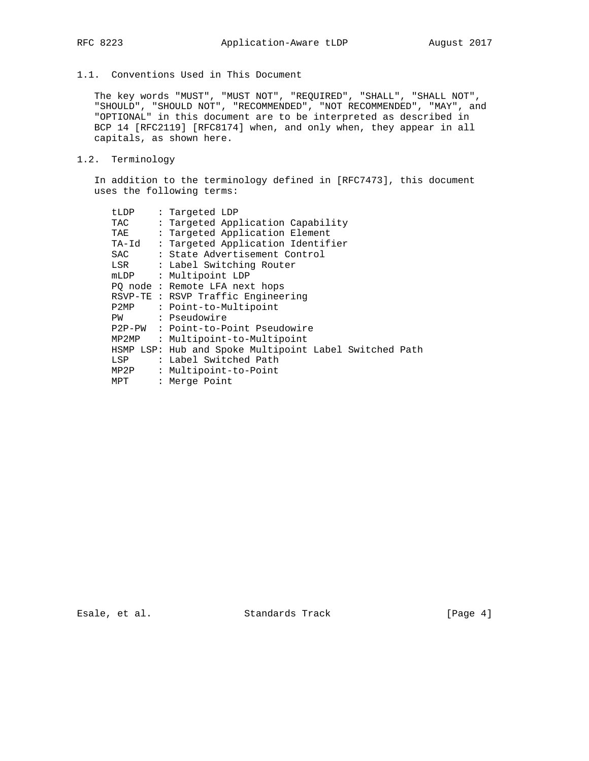## 1.1. Conventions Used in This Document

The key words "MUST", "MUST NOT", "REQUIRED", "SHALL", "SHALL NOT", "SHOULD", "SHOULD NOT", "RECOMMENDED", "NOT RECOMMENDED", "MAY", and "OPTIONAL" in this document are to be interpreted as described in BCP 14 [RFC2119] [RFC8174] when, and only when, they appear in all capitals, as shown here.

## 1.2. Terminology

In addition to the terminology defined in [RFC7473], this document uses the following terms:

```
tLDP    : Targeted LDP
TAC     : Targeted Application Capability
TAE     : Targeted Application Element
TA-Id   : Targeted Application Identifier
SAC     : State Advertisement Control
LSR     : Label Switching Router
mLDP    : Multipoint LDP
PQ node : Remote LFA next hops
RSVP-TE : RSVP Traffic Engineering
P2MP    : Point-to-Multipoint
PW      : Pseudowire
P2P-PW  : Point-to-Point Pseudowire
MP2MP   : Multipoint-to-Multipoint
HSMP LSP: Hub and Spoke Multipoint Label Switched Path
LSP     : Label Switched Path
MP2P    : Multipoint-to-Point
MPT     : Merge Point
```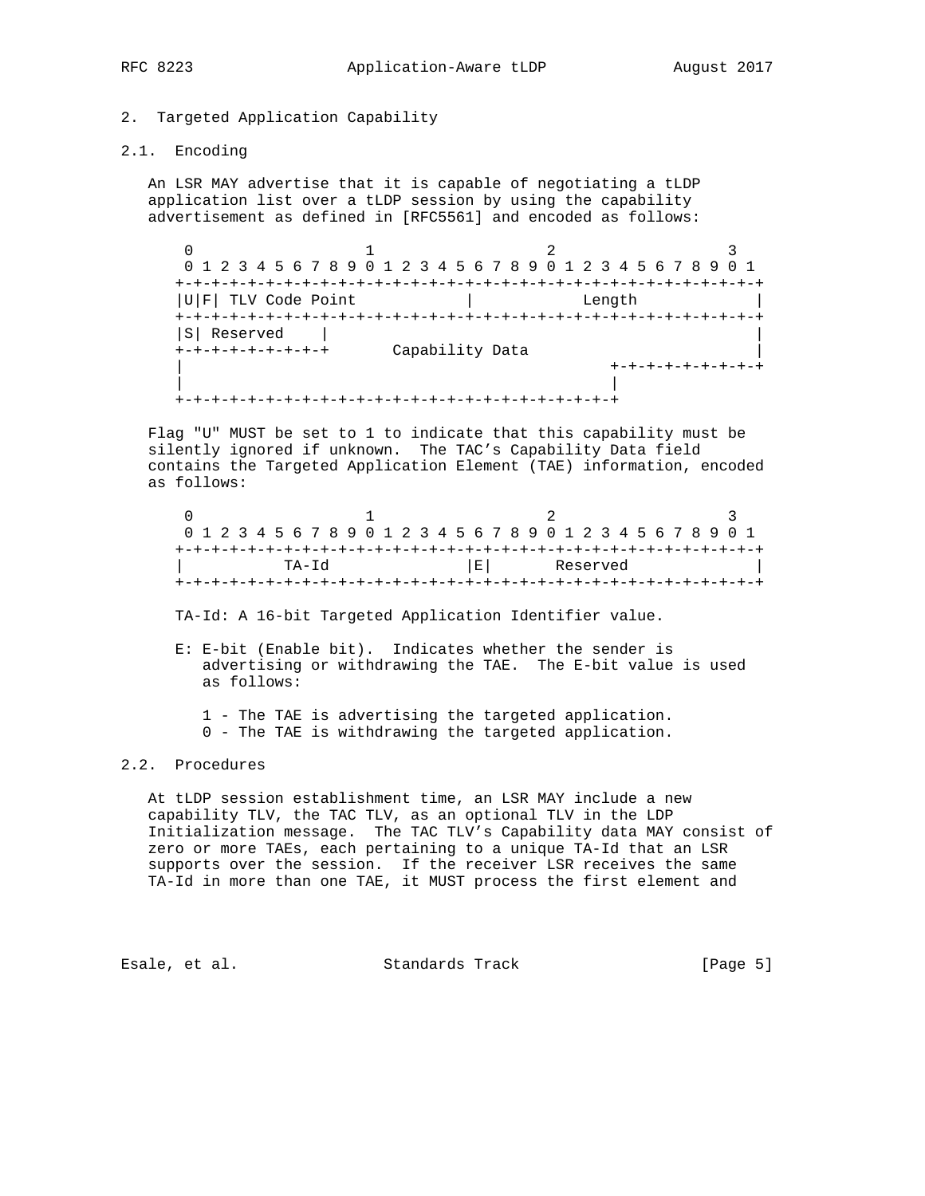## 2. Targeted Application Capability

### 2.1. Encoding

An LSR MAY advertise that it is capable of negotiating a tLDP application list over a tLDP session by using the capability advertisement as defined in [RFC5561] and encoded as follows:

```
 0                   1                   2                   3
 0 1 2 3 4 5 6 7 8 9 0 1 2 3 4 5 6 7 8 9 0 1 2 3 4 5 6 7 8 9 0 1
+-+-+-+-+-+-+-+-+-+-+-+-+-+-+-+-+-+-+-+-+-+-+-+-+-+-+-+-+-+-+-+-+
|U|F| TLV Code Point            |            Length             |
+-+-+-+-+-+-+-+-+-+-+-+-+-+-+-+-+-+-+-+-+-+-+-+-+-+-+-+-+-+-+-+-+
|S| Reserved    |                                               |
+-+-+-+-+-+-+-+-+       Capability Data                         |
|                                               +-+-+-+-+-+-+-+-+
|                                               |
+-+-+-+-+-+-+-+-+-+-+-+-+-+-+-+-+-+-+-+-+-+-+-+-+
```

Flag "U" MUST be set to 1 to indicate that this capability must be silently ignored if unknown. The TAC's Capability Data field contains the Targeted Application Element (TAE) information, encoded as follows:

```
 0                   1                   2                   3
 0 1 2 3 4 5 6 7 8 9 0 1 2 3 4 5 6 7 8 9 0 1 2 3 4 5 6 7 8 9 0 1
+-+-+-+-+-+-+-+-+-+-+-+-+-+-+-+-+-+-+-+-+-+-+-+-+-+-+-+-+-+-+-+-+
|           TA-Id               |E|       Reserved              |
+-+-+-+-+-+-+-+-+-+-+-+-+-+-+-+-+-+-+-+-+-+-+-+-+-+-+-+-+-+-+-+-+
```

TA-Id: A 16-bit Targeted Application Identifier value.

E: E-bit (Enable bit). Indicates whether the sender is advertising or withdrawing the TAE. The E-bit value is used as follows:

1 - The TAE is advertising the targeted application.
0 - The TAE is withdrawing the targeted application.

### 2.2. Procedures

At tLDP session establishment time, an LSR MAY include a new capability TLV, the TAC TLV, as an optional TLV in the LDP Initialization message. The TAC TLV's Capability data MAY consist of zero or more TAEs, each pertaining to a unique TA-Id that an LSR supports over the session. If the receiver LSR receives the same TA-Id in more than one TAE, it MUST process the first element and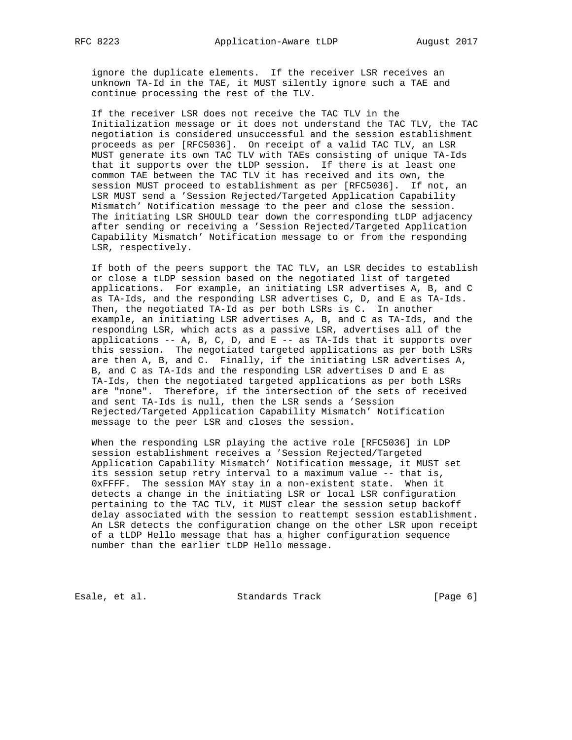ignore the duplicate elements. If the receiver LSR receives an unknown TA-Id in the TAE, it MUST silently ignore such a TAE and continue processing the rest of the TLV.

If the receiver LSR does not receive the TAC TLV in the Initialization message or it does not understand the TAC TLV, the TAC negotiation is considered unsuccessful and the session establishment proceeds as per [RFC5036]. On receipt of a valid TAC TLV, an LSR MUST generate its own TAC TLV with TAEs consisting of unique TA-Ids that it supports over the tLDP session. If there is at least one common TAE between the TAC TLV it has received and its own, the session MUST proceed to establishment as per [RFC5036]. If not, an LSR MUST send a 'Session Rejected/Targeted Application Capability Mismatch' Notification message to the peer and close the session. The initiating LSR SHOULD tear down the corresponding tLDP adjacency after sending or receiving a 'Session Rejected/Targeted Application Capability Mismatch' Notification message to or from the responding LSR, respectively.

If both of the peers support the TAC TLV, an LSR decides to establish or close a tLDP session based on the negotiated list of targeted applications. For example, an initiating LSR advertises A, B, and C as TA-Ids, and the responding LSR advertises C, D, and E as TA-Ids. Then, the negotiated TA-Id as per both LSRs is C. In another example, an initiating LSR advertises A, B, and C as TA-Ids, and the responding LSR, which acts as a passive LSR, advertises all of the applications -- A, B, C, D, and E -- as TA-Ids that it supports over this session. The negotiated targeted applications as per both LSRs are then A, B, and C. Finally, if the initiating LSR advertises A, B, and C as TA-Ids and the responding LSR advertises D and E as TA-Ids, then the negotiated targeted applications as per both LSRs are "none". Therefore, if the intersection of the sets of received and sent TA-Ids is null, then the LSR sends a 'Session Rejected/Targeted Application Capability Mismatch' Notification message to the peer LSR and closes the session.

When the responding LSR playing the active role [RFC5036] in LDP session establishment receives a 'Session Rejected/Targeted Application Capability Mismatch' Notification message, it MUST set its session setup retry interval to a maximum value -- that is, 0xFFFF. The session MAY stay in a non-existent state. When it detects a change in the initiating LSR or local LSR configuration pertaining to the TAC TLV, it MUST clear the session setup backoff delay associated with the session to reattempt session establishment. An LSR detects the configuration change on the other LSR upon receipt of a tLDP Hello message that has a higher configuration sequence number than the earlier tLDP Hello message.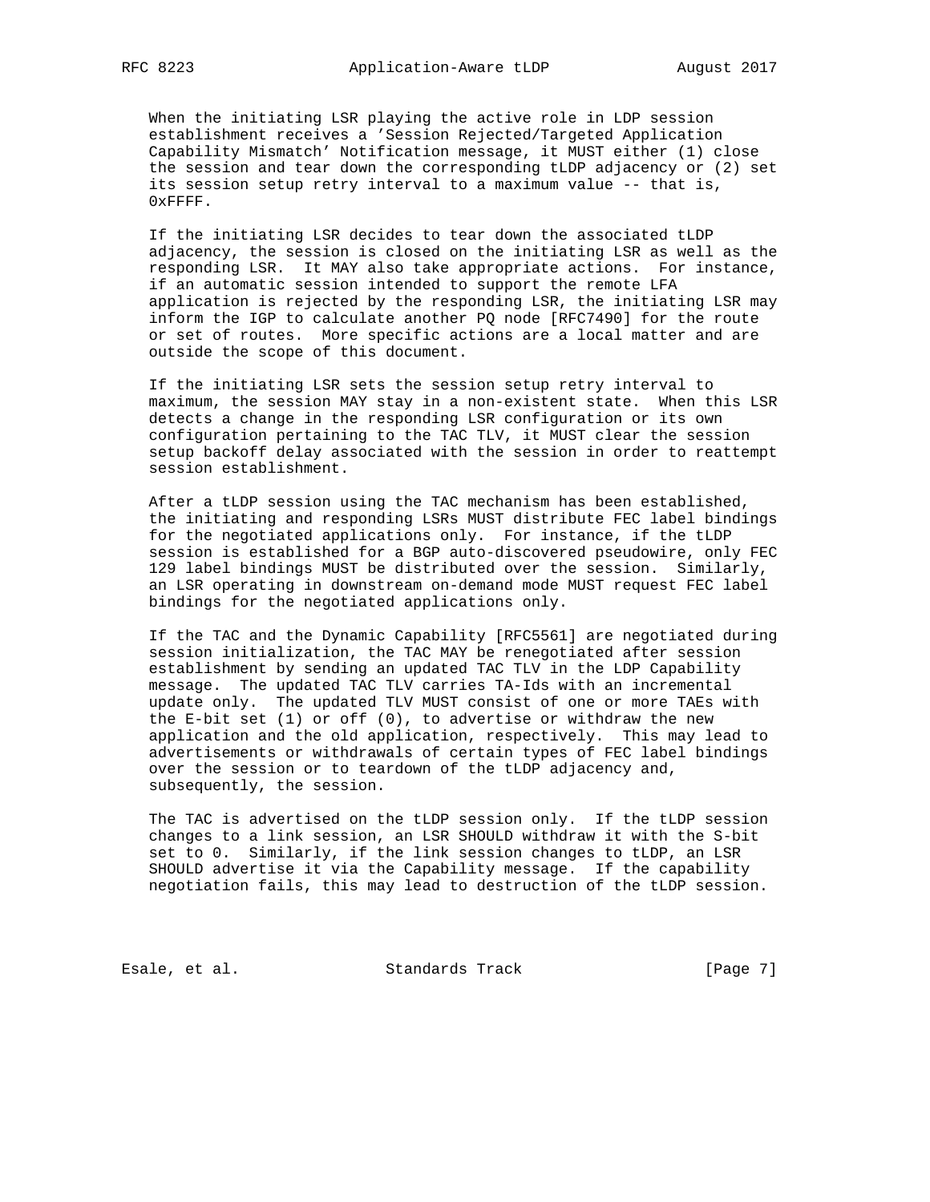When the initiating LSR playing the active role in LDP session establishment receives a 'Session Rejected/Targeted Application Capability Mismatch' Notification message, it MUST either (1) close the session and tear down the corresponding tLDP adjacency or (2) set its session setup retry interval to a maximum value -- that is, 0xFFFF.

If the initiating LSR decides to tear down the associated tLDP adjacency, the session is closed on the initiating LSR as well as the responding LSR. It MAY also take appropriate actions. For instance, if an automatic session intended to support the remote LFA application is rejected by the responding LSR, the initiating LSR may inform the IGP to calculate another PQ node [RFC7490] for the route or set of routes. More specific actions are a local matter and are outside the scope of this document.

If the initiating LSR sets the session setup retry interval to maximum, the session MAY stay in a non-existent state. When this LSR detects a change in the responding LSR configuration or its own configuration pertaining to the TAC TLV, it MUST clear the session setup backoff delay associated with the session in order to reattempt session establishment.

After a tLDP session using the TAC mechanism has been established, the initiating and responding LSRs MUST distribute FEC label bindings for the negotiated applications only. For instance, if the tLDP session is established for a BGP auto-discovered pseudowire, only FEC 129 label bindings MUST be distributed over the session. Similarly, an LSR operating in downstream on-demand mode MUST request FEC label bindings for the negotiated applications only.

If the TAC and the Dynamic Capability [RFC5561] are negotiated during session initialization, the TAC MAY be renegotiated after session establishment by sending an updated TAC TLV in the LDP Capability message. The updated TAC TLV carries TA-Ids with an incremental update only. The updated TLV MUST consist of one or more TAEs with the E-bit set (1) or off (0), to advertise or withdraw the new application and the old application, respectively. This may lead to advertisements or withdrawals of certain types of FEC label bindings over the session or to teardown of the tLDP adjacency and, subsequently, the session.

The TAC is advertised on the tLDP session only. If the tLDP session changes to a link session, an LSR SHOULD withdraw it with the S-bit set to 0. Similarly, if the link session changes to tLDP, an LSR SHOULD advertise it via the Capability message. If the capability negotiation fails, this may lead to destruction of the tLDP session.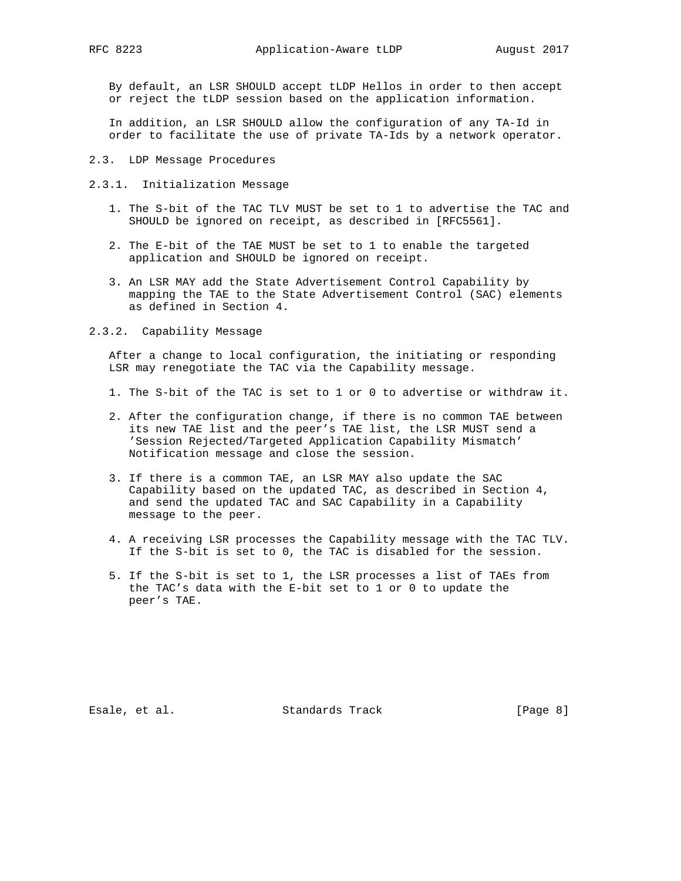By default, an LSR SHOULD accept tLDP Hellos in order to then accept or reject the tLDP session based on the application information.

In addition, an LSR SHOULD allow the configuration of any TA-Id in order to facilitate the use of private TA-Ids by a network operator.

### 2.3. LDP Message Procedures

#### 2.3.1. Initialization Message

1. The S-bit of the TAC TLV MUST be set to 1 to advertise the TAC and SHOULD be ignored on receipt, as described in [RFC5561].

2. The E-bit of the TAE MUST be set to 1 to enable the targeted application and SHOULD be ignored on receipt.

3. An LSR MAY add the State Advertisement Control Capability by mapping the TAE to the State Advertisement Control (SAC) elements as defined in Section 4.

#### 2.3.2. Capability Message

After a change to local configuration, the initiating or responding LSR may renegotiate the TAC via the Capability message.

1. The S-bit of the TAC is set to 1 or 0 to advertise or withdraw it.

2. After the configuration change, if there is no common TAE between its new TAE list and the peer's TAE list, the LSR MUST send a 'Session Rejected/Targeted Application Capability Mismatch' Notification message and close the session.

3. If there is a common TAE, an LSR MAY also update the SAC Capability based on the updated TAC, as described in Section 4, and send the updated TAC and SAC Capability in a Capability message to the peer.

4. A receiving LSR processes the Capability message with the TAC TLV. If the S-bit is set to 0, the TAC is disabled for the session.

5. If the S-bit is set to 1, the LSR processes a list of TAEs from the TAC's data with the E-bit set to 1 or 0 to update the peer's TAE.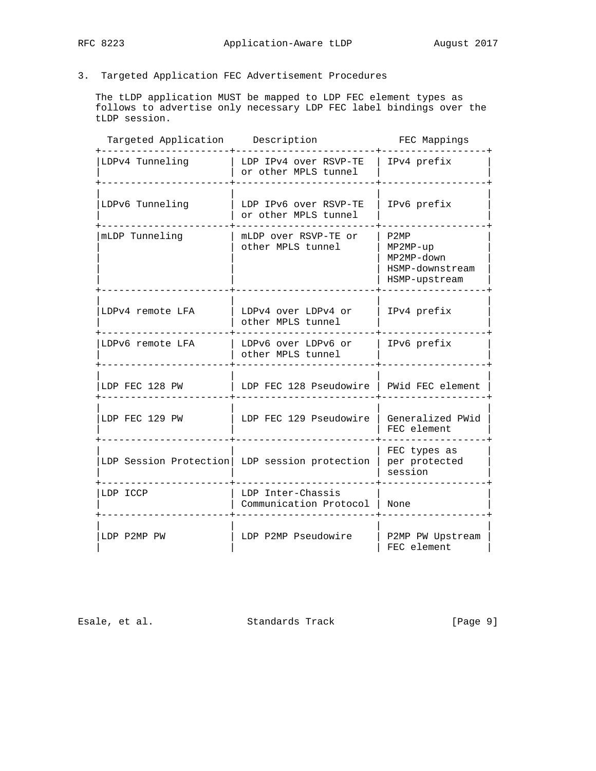## 3. Targeted Application FEC Advertisement Procedures

The tLDP application MUST be mapped to LDP FEC element types as follows to advertise only necessary LDP FEC label bindings over the tLDP session.

| Targeted Application | Description | FEC Mappings |
|---|---|---|
| LDPv4 Tunneling | LDP IPv4 over RSVP-TE or other MPLS tunnel | IPv4 prefix |
| LDPv6 Tunneling | LDP IPv6 over RSVP-TE or other MPLS tunnel | IPv6 prefix |
| mLDP Tunneling | mLDP over RSVP-TE or other MPLS tunnel | P2MP<br>MP2MP-up<br>MP2MP-down<br>HSMP-downstream<br>HSMP-upstream |
| LDPv4 remote LFA | LDPv4 over LDPv4 or other MPLS tunnel | IPv4 prefix |
| LDPv6 remote LFA | LDPv6 over LDPv6 or other MPLS tunnel | IPv6 prefix |
| LDP FEC 128 PW | LDP FEC 128 Pseudowire | PWid FEC element |
| LDP FEC 129 PW | LDP FEC 129 Pseudowire | Generalized PWid FEC element |
| LDP Session Protection | LDP session protection | FEC types as per protected session |
| LDP ICCP | LDP Inter-Chassis Communication Protocol | None |
| LDP P2MP PW | LDP P2MP Pseudowire | P2MP PW Upstream FEC element |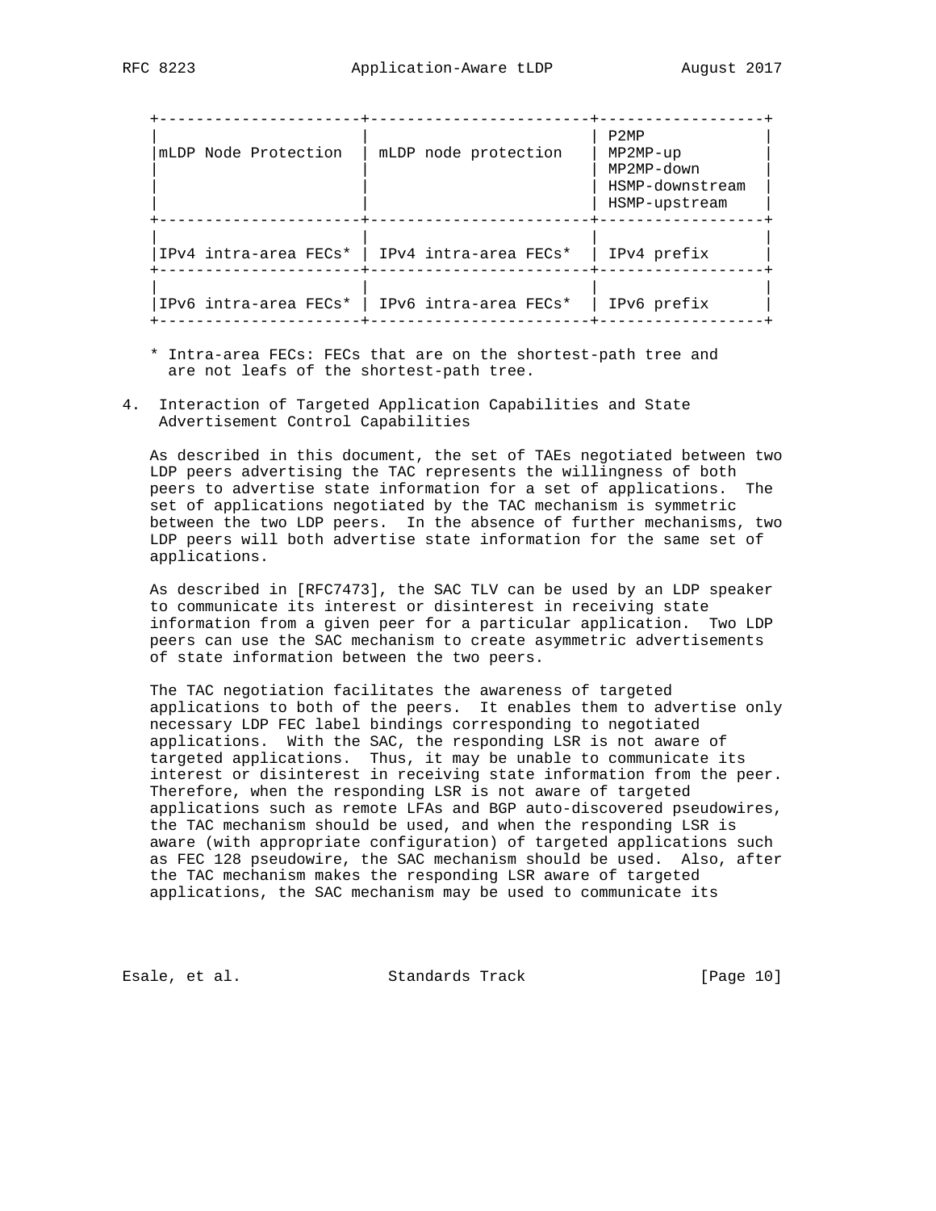| | | |
|---|---|---|
| mLDP Node Protection | mLDP node protection | P2MP<br>MP2MP-up<br>MP2MP-down<br>HSMP-downstream<br>HSMP-upstream |
| IPv4 intra-area FECs* | IPv4 intra-area FECs* | IPv4 prefix |
| IPv6 intra-area FECs* | IPv6 intra-area FECs* | IPv6 prefix |

\* Intra-area FECs: FECs that are on the shortest-path tree and are not leafs of the shortest-path tree.

## 4. Interaction of Targeted Application Capabilities and State Advertisement Control Capabilities

As described in this document, the set of TAEs negotiated between two LDP peers advertising the TAC represents the willingness of both peers to advertise state information for a set of applications. The set of applications negotiated by the TAC mechanism is symmetric between the two LDP peers. In the absence of further mechanisms, two LDP peers will both advertise state information for the same set of applications.

As described in [RFC7473], the SAC TLV can be used by an LDP speaker to communicate its interest or disinterest in receiving state information from a given peer for a particular application. Two LDP peers can use the SAC mechanism to create asymmetric advertisements of state information between the two peers.

The TAC negotiation facilitates the awareness of targeted applications to both of the peers. It enables them to advertise only necessary LDP FEC label bindings corresponding to negotiated applications. With the SAC, the responding LSR is not aware of targeted applications. Thus, it may be unable to communicate its interest or disinterest in receiving state information from the peer. Therefore, when the responding LSR is not aware of targeted applications such as remote LFAs and BGP auto-discovered pseudowires, the TAC mechanism should be used, and when the responding LSR is aware (with appropriate configuration) of targeted applications such as FEC 128 pseudowire, the SAC mechanism should be used. Also, after the TAC mechanism makes the responding LSR aware of targeted applications, the SAC mechanism may be used to communicate its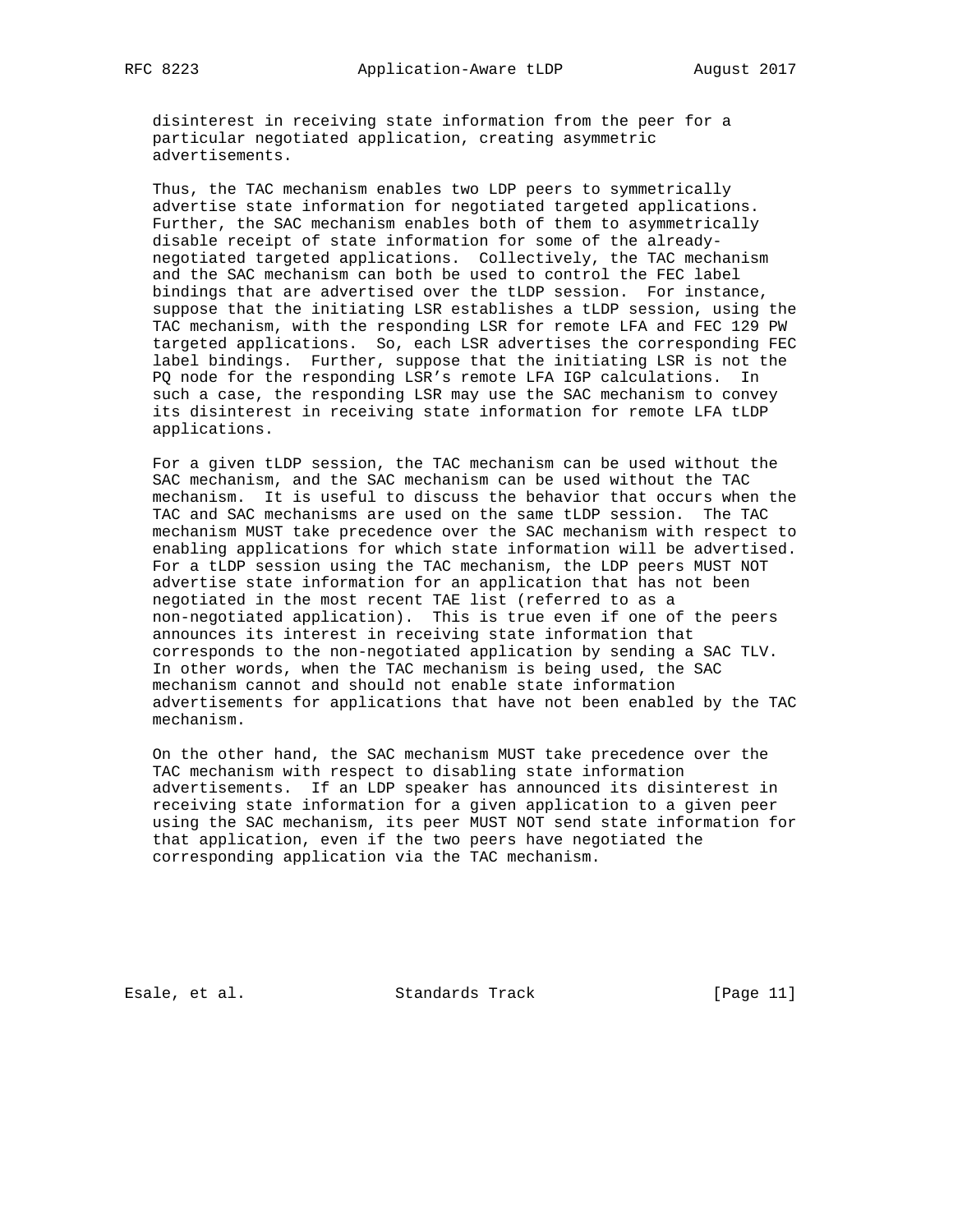disinterest in receiving state information from the peer for a particular negotiated application, creating asymmetric advertisements.

Thus, the TAC mechanism enables two LDP peers to symmetrically advertise state information for negotiated targeted applications. Further, the SAC mechanism enables both of them to asymmetrically disable receipt of state information for some of the already-negotiated targeted applications. Collectively, the TAC mechanism and the SAC mechanism can both be used to control the FEC label bindings that are advertised over the tLDP session. For instance, suppose that the initiating LSR establishes a tLDP session, using the TAC mechanism, with the responding LSR for remote LFA and FEC 129 PW targeted applications. So, each LSR advertises the corresponding FEC label bindings. Further, suppose that the initiating LSR is not the PQ node for the responding LSR's remote LFA IGP calculations. In such a case, the responding LSR may use the SAC mechanism to convey its disinterest in receiving state information for remote LFA tLDP applications.

For a given tLDP session, the TAC mechanism can be used without the SAC mechanism, and the SAC mechanism can be used without the TAC mechanism. It is useful to discuss the behavior that occurs when the TAC and SAC mechanisms are used on the same tLDP session. The TAC mechanism MUST take precedence over the SAC mechanism with respect to enabling applications for which state information will be advertised. For a tLDP session using the TAC mechanism, the LDP peers MUST NOT advertise state information for an application that has not been negotiated in the most recent TAE list (referred to as a non-negotiated application). This is true even if one of the peers announces its interest in receiving state information that corresponds to the non-negotiated application by sending a SAC TLV. In other words, when the TAC mechanism is being used, the SAC mechanism cannot and should not enable state information advertisements for applications that have not been enabled by the TAC mechanism.

On the other hand, the SAC mechanism MUST take precedence over the TAC mechanism with respect to disabling state information advertisements. If an LDP speaker has announced its disinterest in receiving state information for a given application to a given peer using the SAC mechanism, its peer MUST NOT send state information for that application, even if the two peers have negotiated the corresponding application via the TAC mechanism.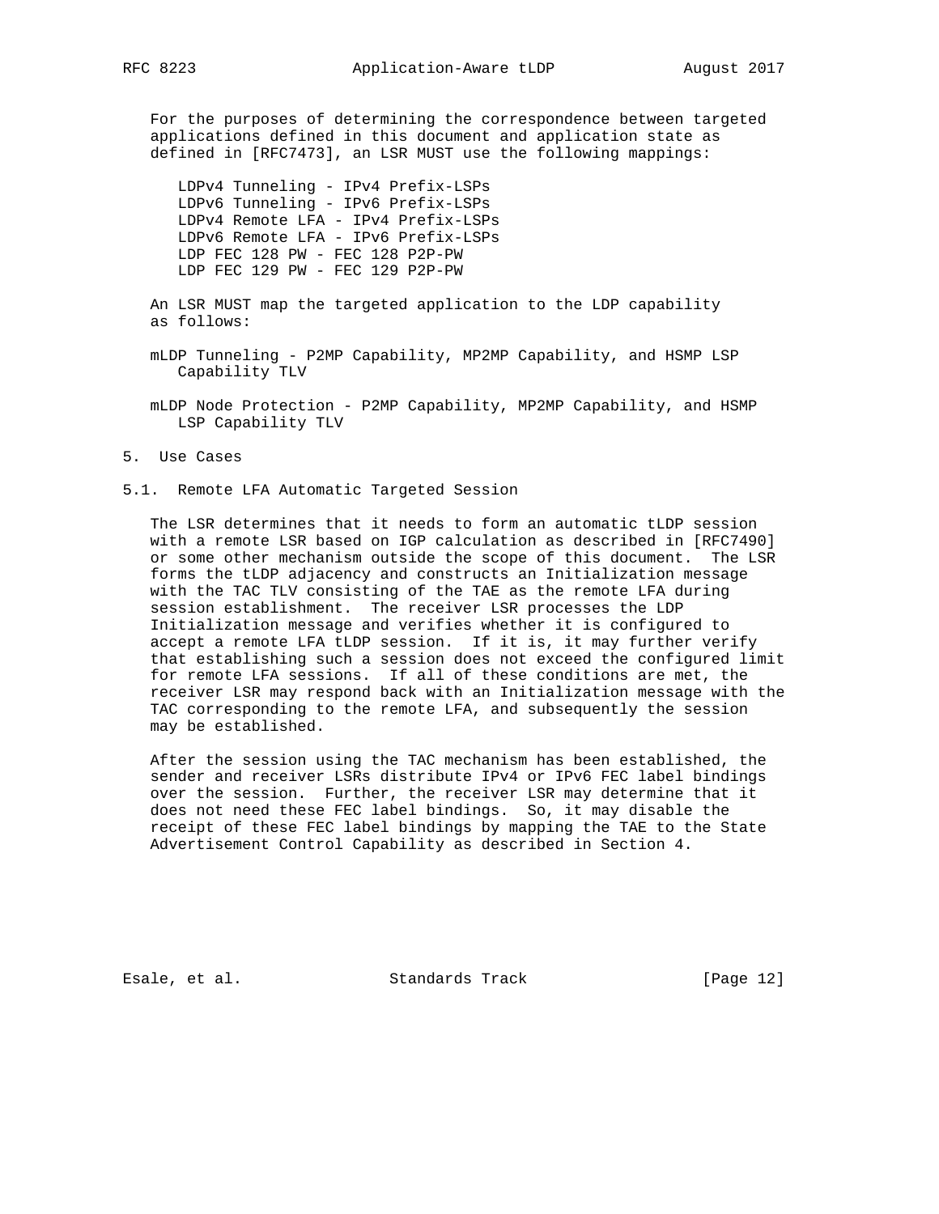For the purposes of determining the correspondence between targeted applications defined in this document and application state as defined in [RFC7473], an LSR MUST use the following mappings:

- LDPv4 Tunneling - IPv4 Prefix-LSPs
- LDPv6 Tunneling - IPv6 Prefix-LSPs
- LDPv4 Remote LFA - IPv4 Prefix-LSPs
- LDPv6 Remote LFA - IPv6 Prefix-LSPs
- LDP FEC 128 PW - FEC 128 P2P-PW
- LDP FEC 129 PW - FEC 129 P2P-PW

An LSR MUST map the targeted application to the LDP capability as follows:

mLDP Tunneling - P2MP Capability, MP2MP Capability, and HSMP LSP Capability TLV

mLDP Node Protection - P2MP Capability, MP2MP Capability, and HSMP LSP Capability TLV

## 5. Use Cases

### 5.1. Remote LFA Automatic Targeted Session

The LSR determines that it needs to form an automatic tLDP session with a remote LSR based on IGP calculation as described in [RFC7490] or some other mechanism outside the scope of this document. The LSR forms the tLDP adjacency and constructs an Initialization message with the TAC TLV consisting of the TAE as the remote LFA during session establishment. The receiver LSR processes the LDP Initialization message and verifies whether it is configured to accept a remote LFA tLDP session. If it is, it may further verify that establishing such a session does not exceed the configured limit for remote LFA sessions. If all of these conditions are met, the receiver LSR may respond back with an Initialization message with the TAC corresponding to the remote LFA, and subsequently the session may be established.

After the session using the TAC mechanism has been established, the sender and receiver LSRs distribute IPv4 or IPv6 FEC label bindings over the session. Further, the receiver LSR may determine that it does not need these FEC label bindings. So, it may disable the receipt of these FEC label bindings by mapping the TAE to the State Advertisement Control Capability as described in Section 4.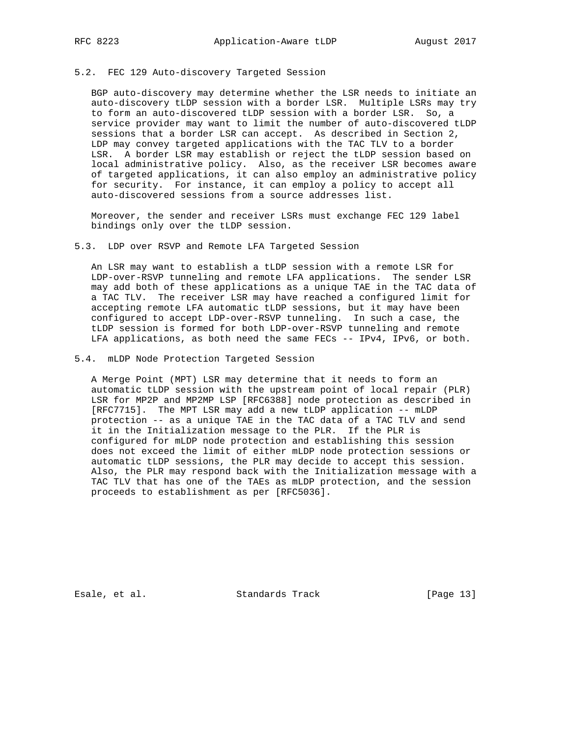### 5.2. FEC 129 Auto-discovery Targeted Session

BGP auto-discovery may determine whether the LSR needs to initiate an auto-discovery tLDP session with a border LSR. Multiple LSRs may try to form an auto-discovered tLDP session with a border LSR. So, a service provider may want to limit the number of auto-discovered tLDP sessions that a border LSR can accept. As described in Section 2, LDP may convey targeted applications with the TAC TLV to a border LSR. A border LSR may establish or reject the tLDP session based on local administrative policy. Also, as the receiver LSR becomes aware of targeted applications, it can also employ an administrative policy for security. For instance, it can employ a policy to accept all auto-discovered sessions from a source addresses list.

Moreover, the sender and receiver LSRs must exchange FEC 129 label bindings only over the tLDP session.

### 5.3. LDP over RSVP and Remote LFA Targeted Session

An LSR may want to establish a tLDP session with a remote LSR for LDP-over-RSVP tunneling and remote LFA applications. The sender LSR may add both of these applications as a unique TAE in the TAC data of a TAC TLV. The receiver LSR may have reached a configured limit for accepting remote LFA automatic tLDP sessions, but it may have been configured to accept LDP-over-RSVP tunneling. In such a case, the tLDP session is formed for both LDP-over-RSVP tunneling and remote LFA applications, as both need the same FECs -- IPv4, IPv6, or both.

### 5.4. mLDP Node Protection Targeted Session

A Merge Point (MPT) LSR may determine that it needs to form an automatic tLDP session with the upstream point of local repair (PLR) LSR for MP2P and MP2MP LSP [RFC6388] node protection as described in [RFC7715]. The MPT LSR may add a new tLDP application -- mLDP protection -- as a unique TAE in the TAC data of a TAC TLV and send it in the Initialization message to the PLR. If the PLR is configured for mLDP node protection and establishing this session does not exceed the limit of either mLDP node protection sessions or automatic tLDP sessions, the PLR may decide to accept this session. Also, the PLR may respond back with the Initialization message with a TAC TLV that has one of the TAEs as mLDP protection, and the session proceeds to establishment as per [RFC5036].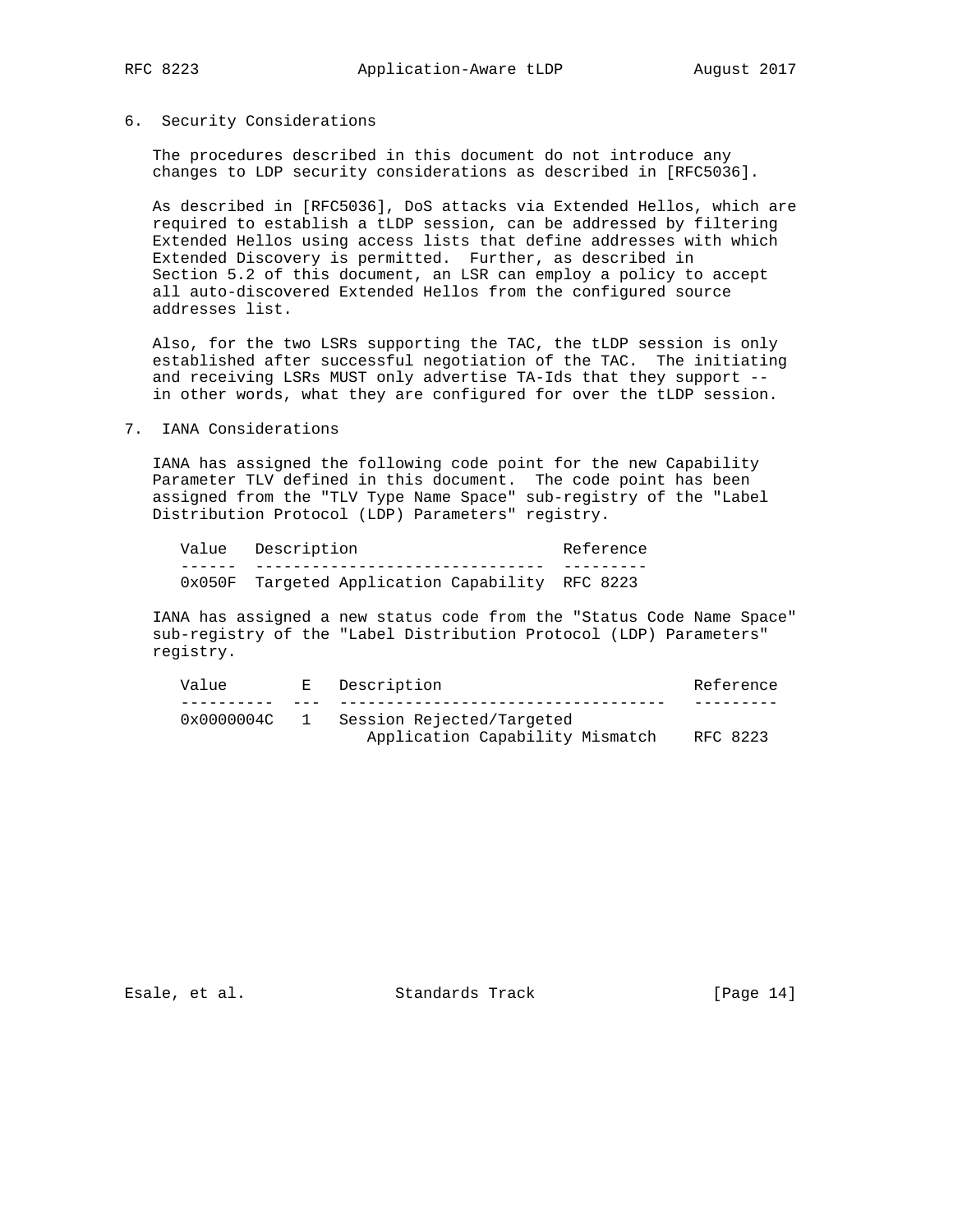## 6. Security Considerations

The procedures described in this document do not introduce any changes to LDP security considerations as described in [RFC5036].

As described in [RFC5036], DoS attacks via Extended Hellos, which are required to establish a tLDP session, can be addressed by filtering Extended Hellos using access lists that define addresses with which Extended Discovery is permitted. Further, as described in Section 5.2 of this document, an LSR can employ a policy to accept all auto-discovered Extended Hellos from the configured source addresses list.

Also, for the two LSRs supporting the TAC, the tLDP session is only established after successful negotiation of the TAC. The initiating and receiving LSRs MUST only advertise TA-Ids that they support -- in other words, what they are configured for over the tLDP session.

## 7. IANA Considerations

IANA has assigned the following code point for the new Capability Parameter TLV defined in this document. The code point has been assigned from the "TLV Type Name Space" sub-registry of the "Label Distribution Protocol (LDP) Parameters" registry.

| Value | Description | Reference |
|---|---|---|
| 0x050F | Targeted Application Capability | RFC 8223 |

IANA has assigned a new status code from the "Status Code Name Space" sub-registry of the "Label Distribution Protocol (LDP) Parameters" registry.

| Value | E | Description | Reference |
|---|---|---|---|
| 0x0000004C | 1 | Session Rejected/Targeted Application Capability Mismatch | RFC 8223 |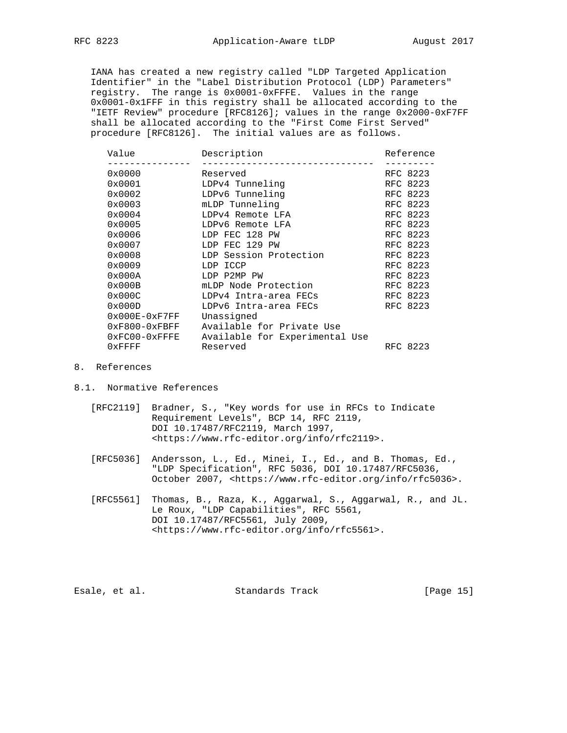IANA has created a new registry called "LDP Targeted Application Identifier" in the "Label Distribution Protocol (LDP) Parameters" registry. The range is 0x0001-0xFFFE. Values in the range 0x0001-0x1FFF in this registry shall be allocated according to the "IETF Review" procedure [RFC8126]; values in the range 0x2000-0xF7FF shall be allocated according to the "First Come First Served" procedure [RFC8126]. The initial values are as follows.

| Value | Description | Reference |
|---|---|---|
| 0x0000 | Reserved | RFC 8223 |
| 0x0001 | LDPv4 Tunneling | RFC 8223 |
| 0x0002 | LDPv6 Tunneling | RFC 8223 |
| 0x0003 | mLDP Tunneling | RFC 8223 |
| 0x0004 | LDPv4 Remote LFA | RFC 8223 |
| 0x0005 | LDPv6 Remote LFA | RFC 8223 |
| 0x0006 | LDP FEC 128 PW | RFC 8223 |
| 0x0007 | LDP FEC 129 PW | RFC 8223 |
| 0x0008 | LDP Session Protection | RFC 8223 |
| 0x0009 | LDP ICCP | RFC 8223 |
| 0x000A | LDP P2MP PW | RFC 8223 |
| 0x000B | mLDP Node Protection | RFC 8223 |
| 0x000C | LDPv4 Intra-area FECs | RFC 8223 |
| 0x000D | LDPv6 Intra-area FECs | RFC 8223 |
| 0x000E-0xF7FF | Unassigned | |
| 0xF800-0xFBFF | Available for Private Use | |
| 0xFC00-0xFFFE | Available for Experimental Use | |
| 0xFFFF | Reserved | RFC 8223 |

# 8. References

## 8.1. Normative References

[RFC2119] Bradner, S., "Key words for use in RFCs to Indicate Requirement Levels", BCP 14, RFC 2119, DOI 10.17487/RFC2119, March 1997, <https://www.rfc-editor.org/info/rfc2119>.

[RFC5036] Andersson, L., Ed., Minei, I., Ed., and B. Thomas, Ed., "LDP Specification", RFC 5036, DOI 10.17487/RFC5036, October 2007, <https://www.rfc-editor.org/info/rfc5036>.

[RFC5561] Thomas, B., Raza, K., Aggarwal, S., Aggarwal, R., and JL. Le Roux, "LDP Capabilities", RFC 5561, DOI 10.17487/RFC5561, July 2009, <https://www.rfc-editor.org/info/rfc5561>.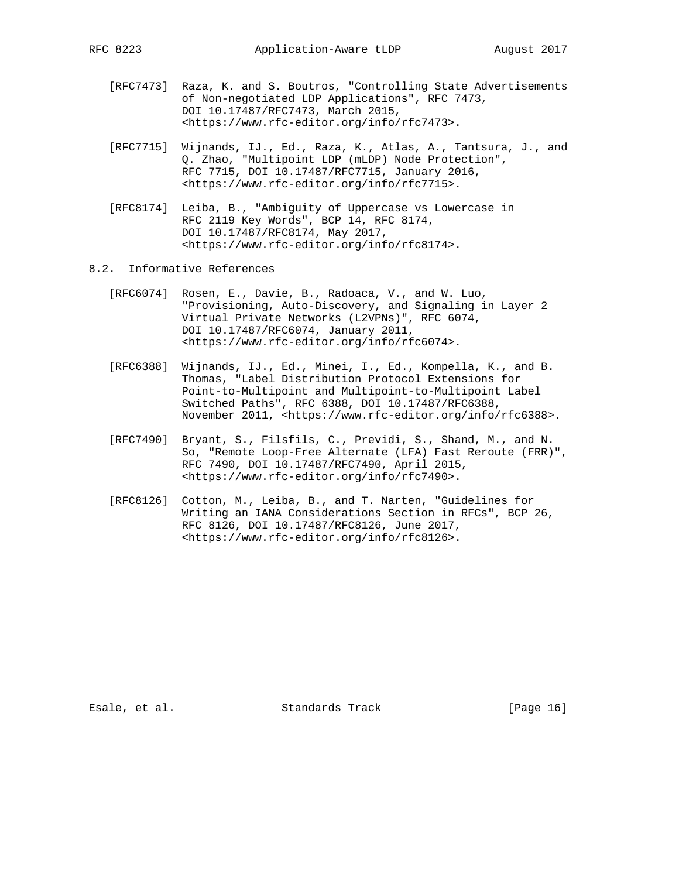[RFC7473] Raza, K. and S. Boutros, "Controlling State Advertisements of Non-negotiated LDP Applications", RFC 7473, DOI 10.17487/RFC7473, March 2015, <https://www.rfc-editor.org/info/rfc7473>.

[RFC7715] Wijnands, IJ., Ed., Raza, K., Atlas, A., Tantsura, J., and Q. Zhao, "Multipoint LDP (mLDP) Node Protection", RFC 7715, DOI 10.17487/RFC7715, January 2016, <https://www.rfc-editor.org/info/rfc7715>.

[RFC8174] Leiba, B., "Ambiguity of Uppercase vs Lowercase in RFC 2119 Key Words", BCP 14, RFC 8174, DOI 10.17487/RFC8174, May 2017, <https://www.rfc-editor.org/info/rfc8174>.

### 8.2. Informative References

[RFC6074] Rosen, E., Davie, B., Radoaca, V., and W. Luo, "Provisioning, Auto-Discovery, and Signaling in Layer 2 Virtual Private Networks (L2VPNs)", RFC 6074, DOI 10.17487/RFC6074, January 2011, <https://www.rfc-editor.org/info/rfc6074>.

[RFC6388] Wijnands, IJ., Ed., Minei, I., Ed., Kompella, K., and B. Thomas, "Label Distribution Protocol Extensions for Point-to-Multipoint and Multipoint-to-Multipoint Label Switched Paths", RFC 6388, DOI 10.17487/RFC6388, November 2011, <https://www.rfc-editor.org/info/rfc6388>.

[RFC7490] Bryant, S., Filsfils, C., Previdi, S., Shand, M., and N. So, "Remote Loop-Free Alternate (LFA) Fast Reroute (FRR)", RFC 7490, DOI 10.17487/RFC7490, April 2015, <https://www.rfc-editor.org/info/rfc7490>.

[RFC8126] Cotton, M., Leiba, B., and T. Narten, "Guidelines for Writing an IANA Considerations Section in RFCs", BCP 26, RFC 8126, DOI 10.17487/RFC8126, June 2017, <https://www.rfc-editor.org/info/rfc8126>.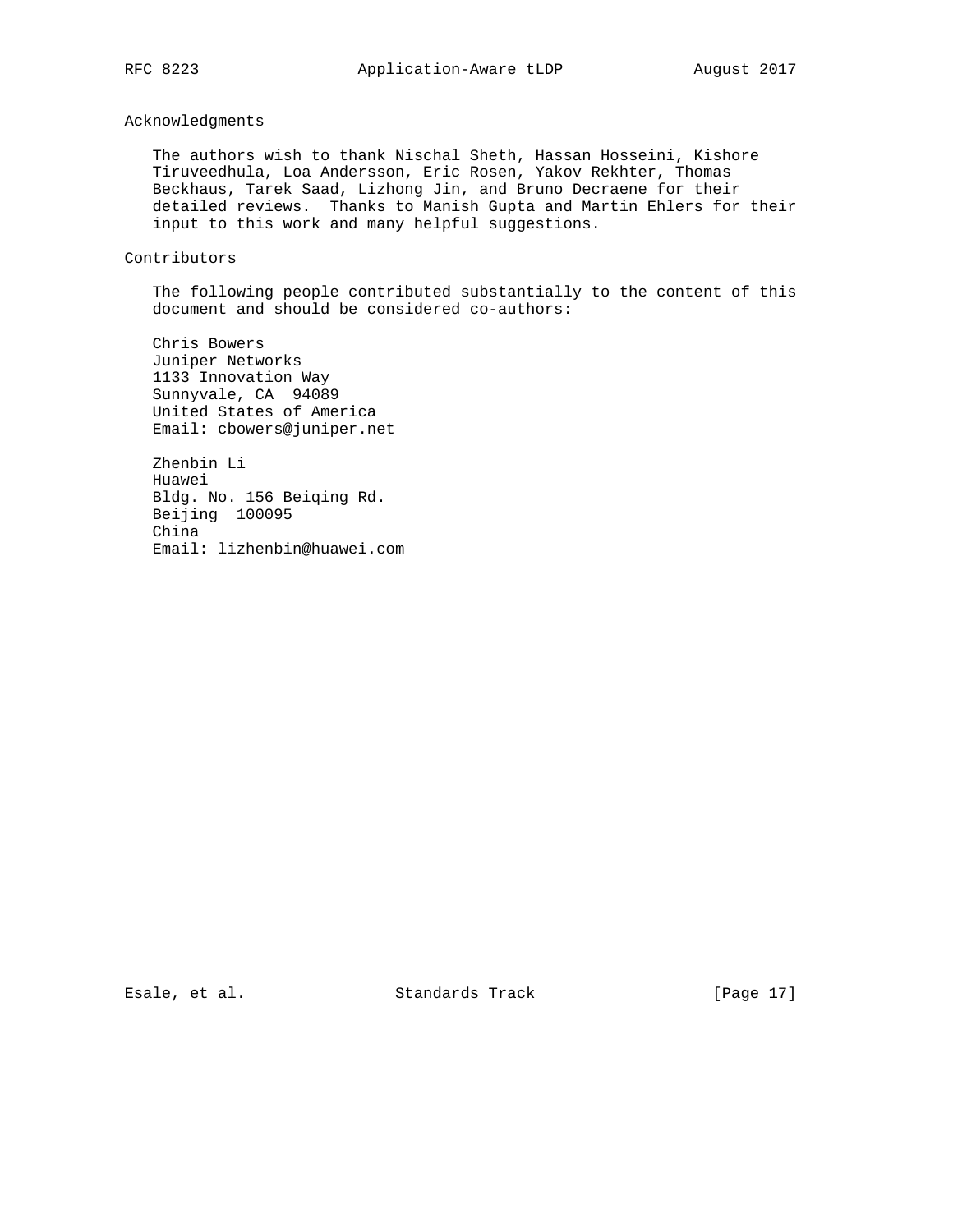## Acknowledgments

The authors wish to thank Nischal Sheth, Hassan Hosseini, Kishore Tiruveedhula, Loa Andersson, Eric Rosen, Yakov Rekhter, Thomas Beckhaus, Tarek Saad, Lizhong Jin, and Bruno Decraene for their detailed reviews. Thanks to Manish Gupta and Martin Ehlers for their input to this work and many helpful suggestions.

## Contributors

The following people contributed substantially to the content of this document and should be considered co-authors:

Chris Bowers
Juniper Networks
1133 Innovation Way
Sunnyvale, CA  94089
United States of America
Email: cbowers@juniper.net

Zhenbin Li
Huawei
Bldg. No. 156 Beiqing Rd.
Beijing  100095
China
Email: lizhenbin@huawei.com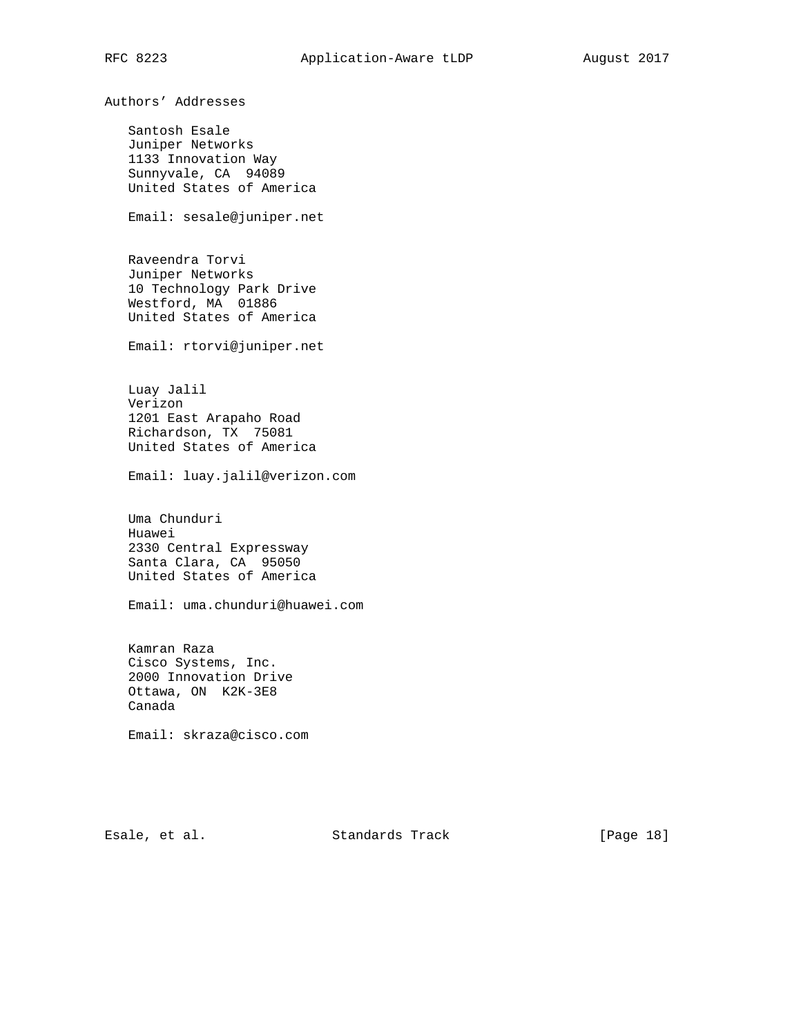## Authors' Addresses

Santosh Esale
Juniper Networks
1133 Innovation Way
Sunnyvale, CA  94089
United States of America

Email: sesale@juniper.net

Raveendra Torvi
Juniper Networks
10 Technology Park Drive
Westford, MA  01886
United States of America

Email: rtorvi@juniper.net

Luay Jalil
Verizon
1201 East Arapaho Road
Richardson, TX  75081
United States of America

Email: luay.jalil@verizon.com

Uma Chunduri
Huawei
2330 Central Expressway
Santa Clara, CA  95050
United States of America

Email: uma.chunduri@huawei.com

Kamran Raza
Cisco Systems, Inc.
2000 Innovation Drive
Ottawa, ON  K2K-3E8
Canada

Email: skraza@cisco.com